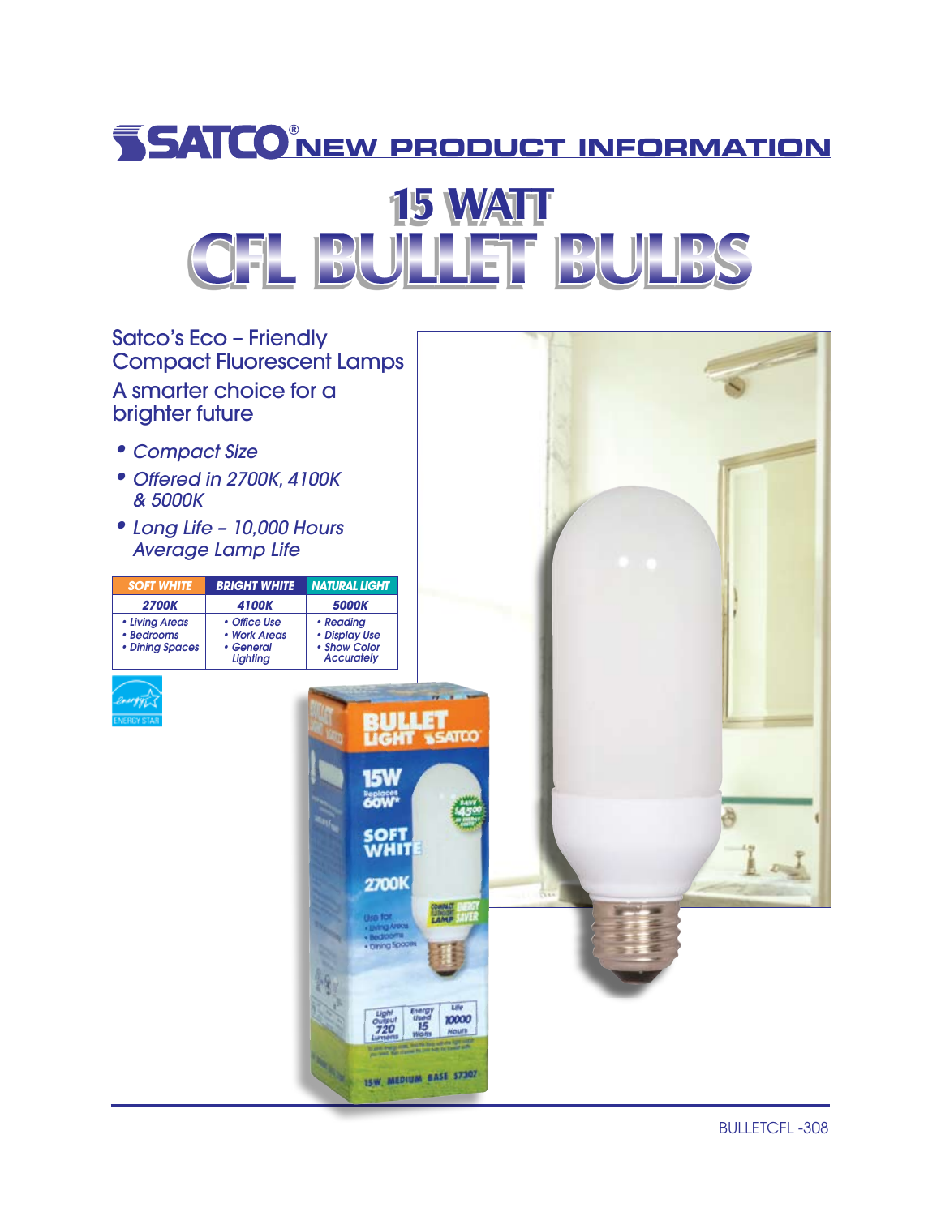# SATCO® NEW PRODUCT INFORMATION

# 15 WATT CFL BULLET BULBS

## Satco's Eco – Friendly Compact Fluorescent Lamps

## A smarter choice for a brighter future

- *Compact Size*
- *Offered in 2700K, 4100K & 5000K*
- *Long Life – 10,000 Hours Average Lamp Life*

| SOFT WHITE | BRIGHT WHITE | NATURAL LIGHT |
|---|---|---|
| **2700K** | **4100K** | **5000K** |
| • Living Areas<br>• Bedrooms<br>• Dining Spaces | • Office Use<br>• Work Areas<br>• General Lighting | • Reading<br>• Display Use<br>• Show Color Accurately |

BULLETCFL -308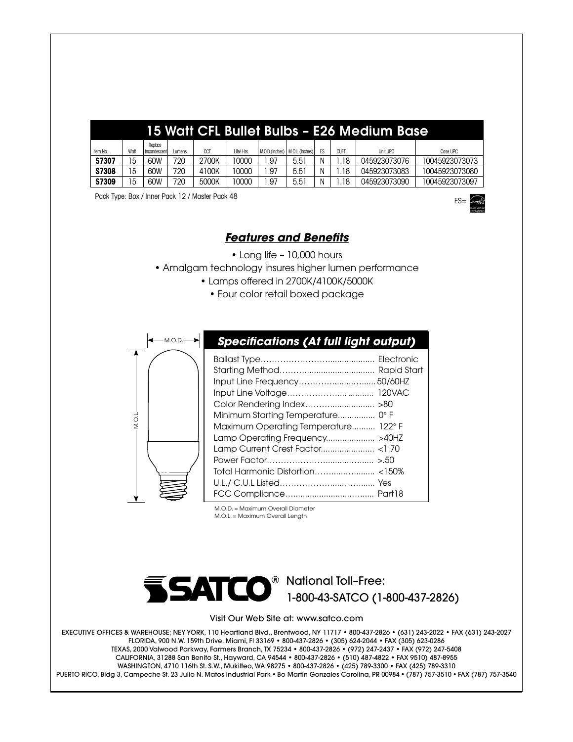# 15 Watt CFL Bullet Bulbs – E26 Medium Base

| Item No. | Watt | Replace Incandescent | Lumens | CCT | Life/ Hrs. | M.O.D.(Inches) | M.O.L.(Inches) | ES | CUFT. | Unit UPC | Case UPC |
|---|---|---|---|---|---|---|---|---|---|---|---|
| **S7307** | 15 | 60W | 720 | 2700K | 10000 | 1.97 | 5.51 | N | 1.18 | 045923073076 | 10045923073073 |
| **S7308** | 15 | 60W | 720 | 4100K | 10000 | 1.97 | 5.51 | N | 1.18 | 045923073083 | 10045923073080 |
| **S7309** | 15 | 60W | 720 | 5000K | 10000 | 1.97 | 5.51 | N | 1.18 | 045923073090 | 10045923073097 |

Pack Type: Box / Inner Pack 12 / Master Pack 48

ES=

## *Features and Benefits*

- Long life – 10,000 hours
- Amalgam technology insures higher lumen performance
- Lamps offered in 2700K/4100K/5000K
- Four color retail boxed package

M.O.D.

M.O.L.

## *Specifications (At full light output)*

| | |
|---|---|
| Ballast Type | Electronic |
| Starting Method | Rapid Start |
| Input Line Frequency | 50/60HZ |
| Input Line Voltage | 120VAC |
| Color Rendering Index | >80 |
| Minimum Starting Temperature | 0° F |
| Maximum Operating Temperature | 122° F |
| Lamp Operating Frequency | >40HZ |
| Lamp Current Crest Factor | <1.70 |
| Power Factor | >.50 |
| Total Harmonic Distortion | <150% |
| U.L./ C.U.L Listed | Yes |
| FCC Compliance | Part18 |

M.O.D. = Maximum Overall Diameter
M.O.L. = Maximum Overall Length

SATCO® National Toll-Free: 1-800-43-SATCO (1-800-437-2826)

Visit Our Web Site at: www.satco.com

EXECUTIVE OFFICES & WAREHOUSE; NEY YORK, 110 Heartland Blvd., Brentwood, NY 11717 • 800-437-2826 • (631) 243-2022 • FAX (631) 243-2027
FLORIDA, 900 N.W. 159th Drive, Miami, Fl 33169 • 800-437-2826 • (305) 624-2044 • FAX (305) 623-0286
TEXAS, 2000 Valwood Parkway, Farmers Branch, TX 75234 • 800-437-2826 • (972) 247-2437 • FAX (972) 247-5408
CALIFORNIA, 31288 San Benito St., Hayward, CA 94544 • 800-437-2826 • (510) 487-4822 • FAX 9510) 487-8955
WASHINGTON, 4710 116th St. S.W., Mukilteo, WA 98275 • 800-437-2826 • (425) 789-3300 • FAX (425) 789-3310
PUERTO RICO, Bldg 3, Campeche St. 23 Julio N. Matos Industrial Park • Bo Martin Gonzales Carolina, PR 00984 • (787) 757-3510 • FAX (787) 757-3540